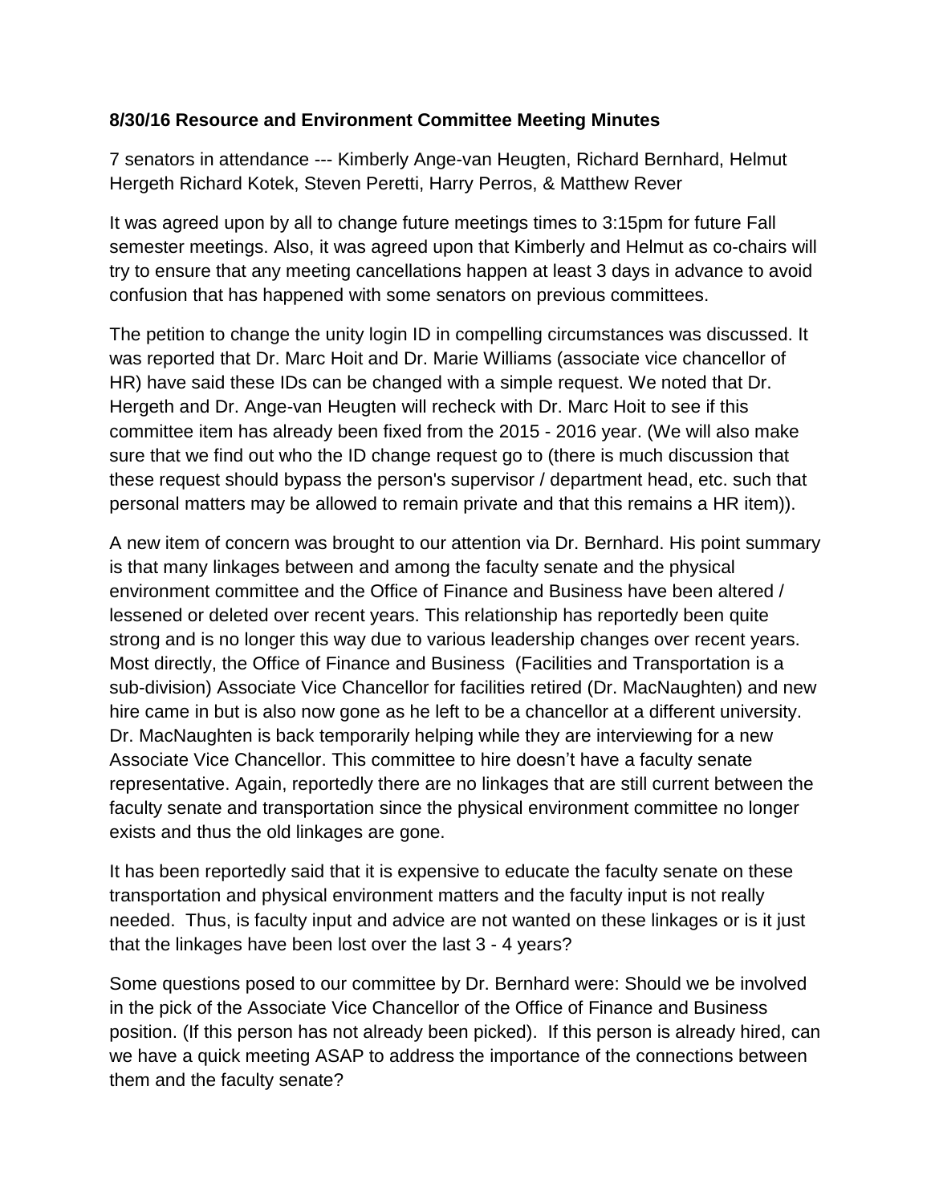**8/30/16 Resource and Environment Committee Meeting Minutes**

7 senators in attendance --- Kimberly Ange-van Heugten, Richard Bernhard, Helmut Hergeth Richard Kotek, Steven Peretti, Harry Perros, & Matthew Rever

It was agreed upon by all to change future meetings times to 3:15pm for future Fall semester meetings. Also, it was agreed upon that Kimberly and Helmut as co-chairs will try to ensure that any meeting cancellations happen at least 3 days in advance to avoid confusion that has happened with some senators on previous committees.

The petition to change the unity login ID in compelling circumstances was discussed. It was reported that Dr. Marc Hoit and Dr. Marie Williams (associate vice chancellor of HR) have said these IDs can be changed with a simple request. We noted that Dr. Hergeth and Dr. Ange-van Heugten will recheck with Dr. Marc Hoit to see if this committee item has already been fixed from the 2015 - 2016 year. (We will also make sure that we find out who the ID change request go to (there is much discussion that these request should bypass the person's supervisor / department head, etc. such that personal matters may be allowed to remain private and that this remains a HR item)).

A new item of concern was brought to our attention via Dr. Bernhard. His point summary is that many linkages between and among the faculty senate and the physical environment committee and the Office of Finance and Business have been altered / lessened or deleted over recent years. This relationship has reportedly been quite strong and is no longer this way due to various leadership changes over recent years. Most directly, the Office of Finance and Business (Facilities and Transportation is a sub-division) Associate Vice Chancellor for facilities retired (Dr. MacNaughten) and new hire came in but is also now gone as he left to be a chancellor at a different university. Dr. MacNaughten is back temporarily helping while they are interviewing for a new Associate Vice Chancellor. This committee to hire doesn't have a faculty senate representative. Again, reportedly there are no linkages that are still current between the faculty senate and transportation since the physical environment committee no longer exists and thus the old linkages are gone.

It has been reportedly said that it is expensive to educate the faculty senate on these transportation and physical environment matters and the faculty input is not really needed. Thus, is faculty input and advice are not wanted on these linkages or is it just that the linkages have been lost over the last 3 - 4 years?

Some questions posed to our committee by Dr. Bernhard were: Should we be involved in the pick of the Associate Vice Chancellor of the Office of Finance and Business position. (If this person has not already been picked). If this person is already hired, can we have a quick meeting ASAP to address the importance of the connections between them and the faculty senate?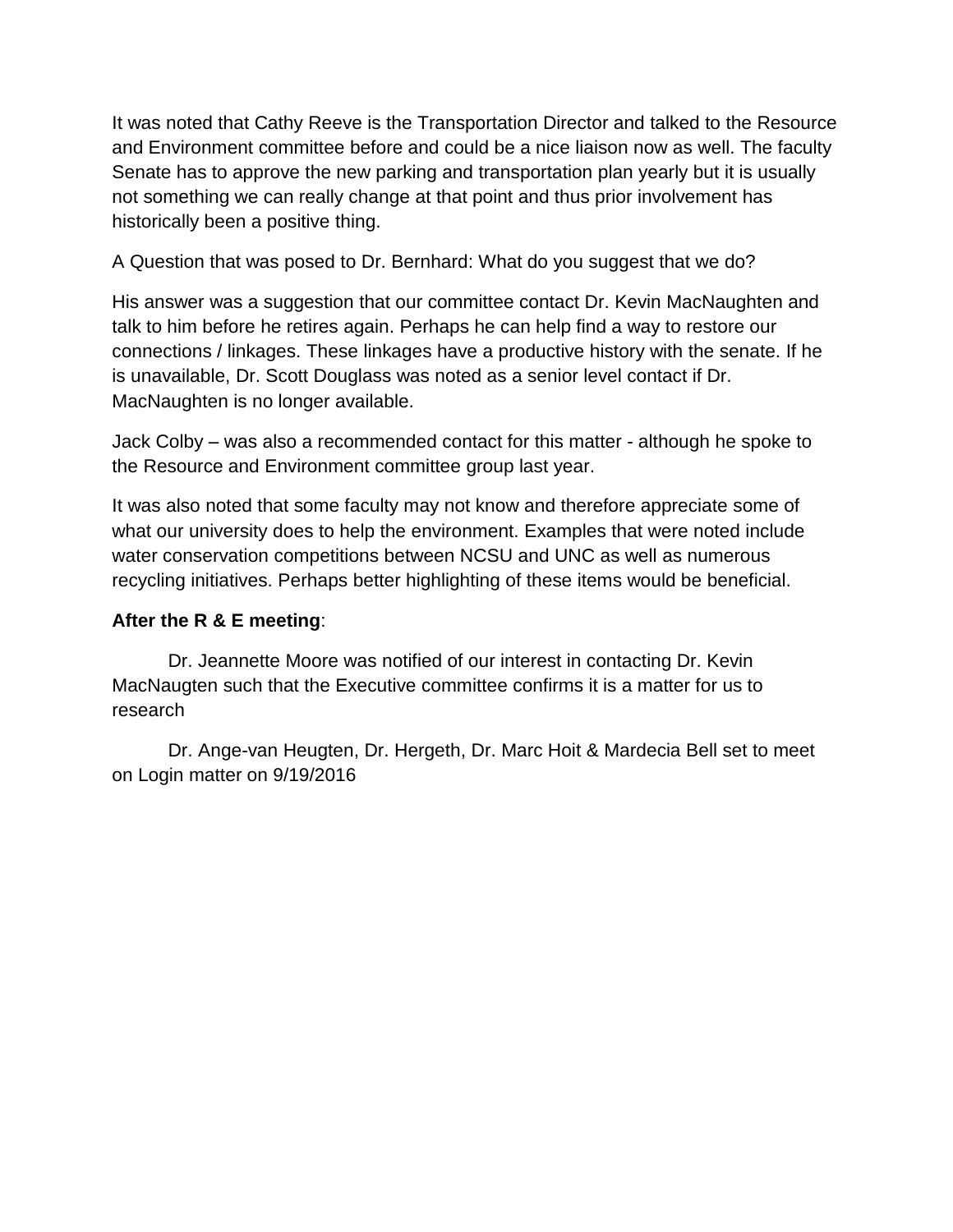It was noted that Cathy Reeve is the Transportation Director and talked to the Resource and Environment committee before and could be a nice liaison now as well. The faculty Senate has to approve the new parking and transportation plan yearly but it is usually not something we can really change at that point and thus prior involvement has historically been a positive thing.

A Question that was posed to Dr. Bernhard: What do you suggest that we do?

His answer was a suggestion that our committee contact Dr. Kevin MacNaughten and talk to him before he retires again. Perhaps he can help find a way to restore our connections / linkages. These linkages have a productive history with the senate. If he is unavailable, Dr. Scott Douglass was noted as a senior level contact if Dr. MacNaughten is no longer available.

Jack Colby – was also a recommended contact for this matter - although he spoke to the Resource and Environment committee group last year.

It was also noted that some faculty may not know and therefore appreciate some of what our university does to help the environment. Examples that were noted include water conservation competitions between NCSU and UNC as well as numerous recycling initiatives. Perhaps better highlighting of these items would be beneficial.

**After the R & E meeting**:

Dr. Jeannette Moore was notified of our interest in contacting Dr. Kevin MacNaugten such that the Executive committee confirms it is a matter for us to research

Dr. Ange-van Heugten, Dr. Hergeth, Dr. Marc Hoit & Mardecia Bell set to meet on Login matter on 9/19/2016